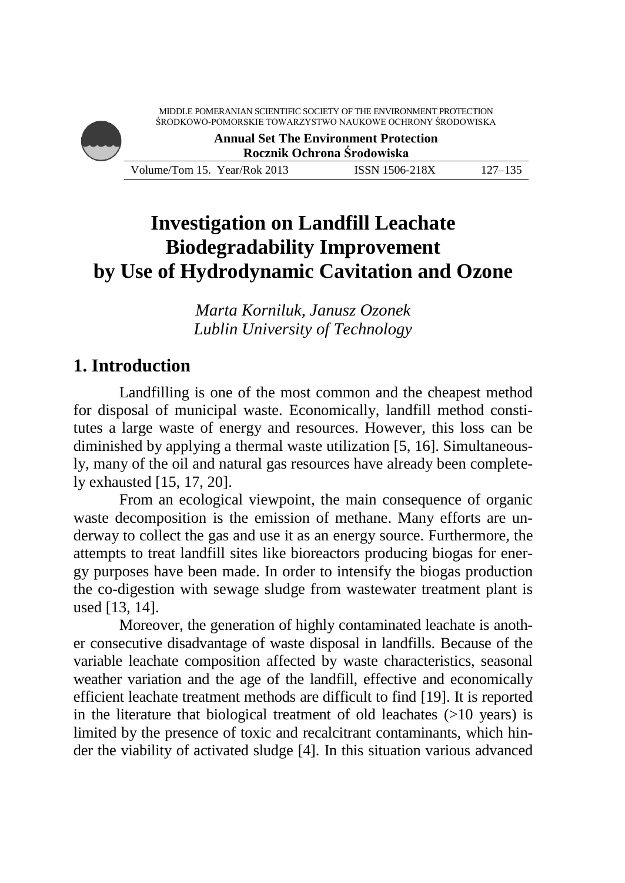# Investigation on Landfill Leachate Biodegradability Improvement by Use of Hydrodynamic Cavitation and Ozone

*Marta Korniluk, Janusz Ozonek*
*Lublin University of Technology*

## 1. Introduction

Landfilling is one of the most common and the cheapest method for disposal of municipal waste. Economically, landfill method constitutes a large waste of energy and resources. However, this loss can be diminished by applying a thermal waste utilization [5, 16]. Simultaneously, many of the oil and natural gas resources have already been completely exhausted [15, 17, 20].

From an ecological viewpoint, the main consequence of organic waste decomposition is the emission of methane. Many efforts are underway to collect the gas and use it as an energy source. Furthermore, the attempts to treat landfill sites like bioreactors producing biogas for energy purposes have been made. In order to intensify the biogas production the co-digestion with sewage sludge from wastewater treatment plant is used [13, 14].

Moreover, the generation of highly contaminated leachate is another consecutive disadvantage of waste disposal in landfills. Because of the variable leachate composition affected by waste characteristics, seasonal weather variation and the age of the landfill, effective and economically efficient leachate treatment methods are difficult to find [19]. It is reported in the literature that biological treatment of old leachates (>10 years) is limited by the presence of toxic and recalcitrant contaminants, which hinder the viability of activated sludge [4]. In this situation various advanced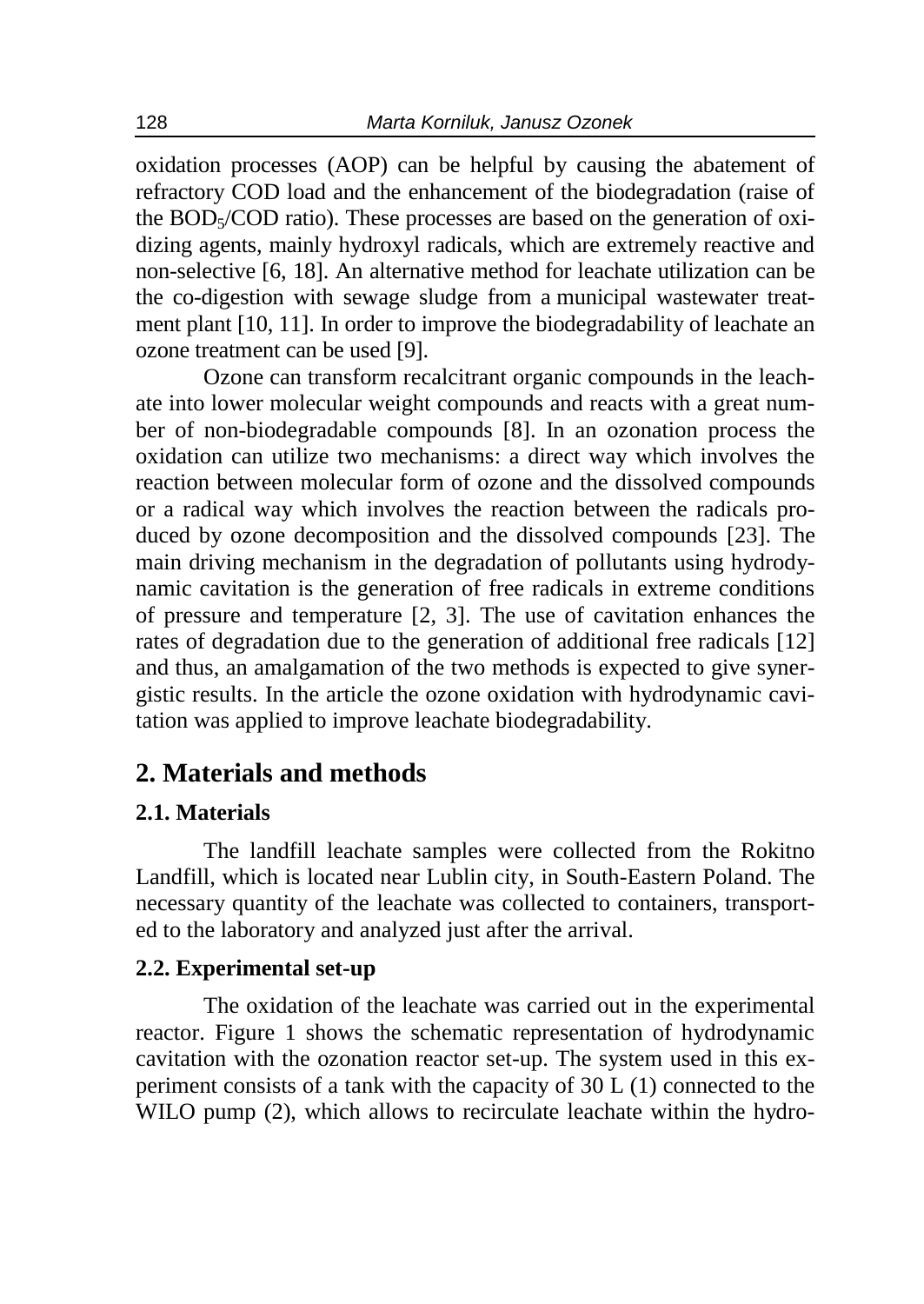oxidation processes (AOP) can be helpful by causing the abatement of refractory COD load and the enhancement of the biodegradation (raise of the $BOD_5$/COD ratio). These processes are based on the generation of oxidizing agents, mainly hydroxyl radicals, which are extremely reactive and non-selective [6, 18]. An alternative method for leachate utilization can be the co-digestion with sewage sludge from a municipal wastewater treatment plant [10, 11]. In order to improve the biodegradability of leachate an ozone treatment can be used [9].

Ozone can transform recalcitrant organic compounds in the leachate into lower molecular weight compounds and reacts with a great number of non-biodegradable compounds [8]. In an ozonation process the oxidation can utilize two mechanisms: a direct way which involves the reaction between molecular form of ozone and the dissolved compounds or a radical way which involves the reaction between the radicals produced by ozone decomposition and the dissolved compounds [23]. The main driving mechanism in the degradation of pollutants using hydrodynamic cavitation is the generation of free radicals in extreme conditions of pressure and temperature [2, 3]. The use of cavitation enhances the rates of degradation due to the generation of additional free radicals [12] and thus, an amalgamation of the two methods is expected to give synergistic results. In the article the ozone oxidation with hydrodynamic cavitation was applied to improve leachate biodegradability.

## 2. Materials and methods

### 2.1. Materials

The landfill leachate samples were collected from the Rokitno Landfill, which is located near Lublin city, in South-Eastern Poland. The necessary quantity of the leachate was collected to containers, transported to the laboratory and analyzed just after the arrival.

### 2.2. Experimental set-up

The oxidation of the leachate was carried out in the experimental reactor. Figure 1 shows the schematic representation of hydrodynamic cavitation with the ozonation reactor set-up. The system used in this experiment consists of a tank with the capacity of 30 L (1) connected to the WILO pump (2), which allows to recirculate leachate within the hydro-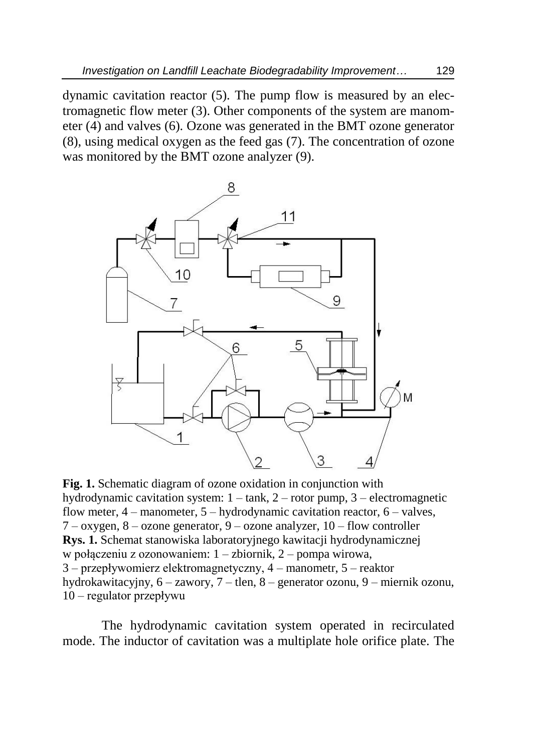dynamic cavitation reactor (5). The pump flow is measured by an electromagnetic flow meter (3). Other components of the system are manometer (4) and valves (6). Ozone was generated in the BMT ozone generator (8), using medical oxygen as the feed gas (7). The concentration of ozone was monitored by the BMT ozone analyzer (9).

**Fig. 1.** Schematic diagram of ozone oxidation in conjunction with hydrodynamic cavitation system: 1 – tank, 2 – rotor pump, 3 – electromagnetic flow meter, 4 – manometer, 5 – hydrodynamic cavitation reactor, 6 – valves, 7 – oxygen, 8 – ozone generator, 9 – ozone analyzer, 10 – flow controller
**Rys. 1.** Schemat stanowiska laboratoryjnego kawitacji hydrodynamicznej w połączeniu z ozonowaniem: 1 – zbiornik, 2 – pompa wirowa, 3 – przepływomierz elektromagnetyczny, 4 – manometr, 5 – reaktor hydrokawitacyjny, 6 – zawory, 7 – tlen, 8 – generator ozonu, 9 – miernik ozonu, 10 – regulator przepływu

The hydrodynamic cavitation system operated in recirculated mode. The inductor of cavitation was a multiplate hole orifice plate. The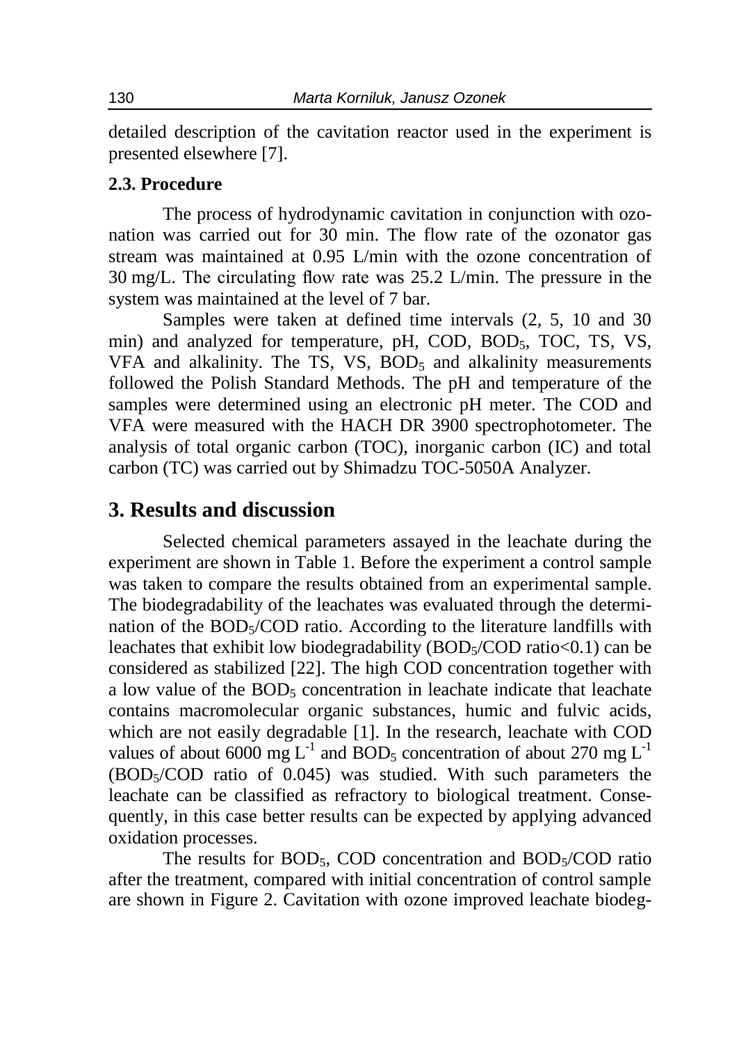detailed description of the cavitation reactor used in the experiment is presented elsewhere [7].

### 2.3. Procedure

The process of hydrodynamic cavitation in conjunction with ozonation was carried out for 30 min. The flow rate of the ozonator gas stream was maintained at 0.95 L/min with the ozone concentration of 30 mg/L. The circulating flow rate was 25.2 L/min. The pressure in the system was maintained at the level of 7 bar.

Samples were taken at defined time intervals (2, 5, 10 and 30 min) and analyzed for temperature, pH, COD, $BOD_5$, TOC, TS, VS, VFA and alkalinity. The TS, VS, $BOD_5$ and alkalinity measurements followed the Polish Standard Methods. The pH and temperature of the samples were determined using an electronic pH meter. The COD and VFA were measured with the HACH DR 3900 spectrophotometer. The analysis of total organic carbon (TOC), inorganic carbon (IC) and total carbon (TC) was carried out by Shimadzu TOC-5050A Analyzer.

## 3. Results and discussion

Selected chemical parameters assayed in the leachate during the experiment are shown in Table 1. Before the experiment a control sample was taken to compare the results obtained from an experimental sample. The biodegradability of the leachates was evaluated through the determination of the $BOD_5$/COD ratio. According to the literature landfills with leachates that exhibit low biodegradability ($BOD_5$/COD ratio<0.1) can be considered as stabilized [22]. The high COD concentration together with a low value of the $BOD_5$ concentration in leachate indicate that leachate contains macromolecular organic substances, humic and fulvic acids, which are not easily degradable [1]. In the research, leachate with COD values of about 6000 mg $L^{-1}$ and $BOD_5$ concentration of about 270 mg $L^{-1}$ ($BOD_5$/COD ratio of 0.045) was studied. With such parameters the leachate can be classified as refractory to biological treatment. Consequently, in this case better results can be expected by applying advanced oxidation processes.

The results for $BOD_5$, COD concentration and $BOD_5$/COD ratio after the treatment, compared with initial concentration of control sample are shown in Figure 2. Cavitation with ozone improved leachate biodeg-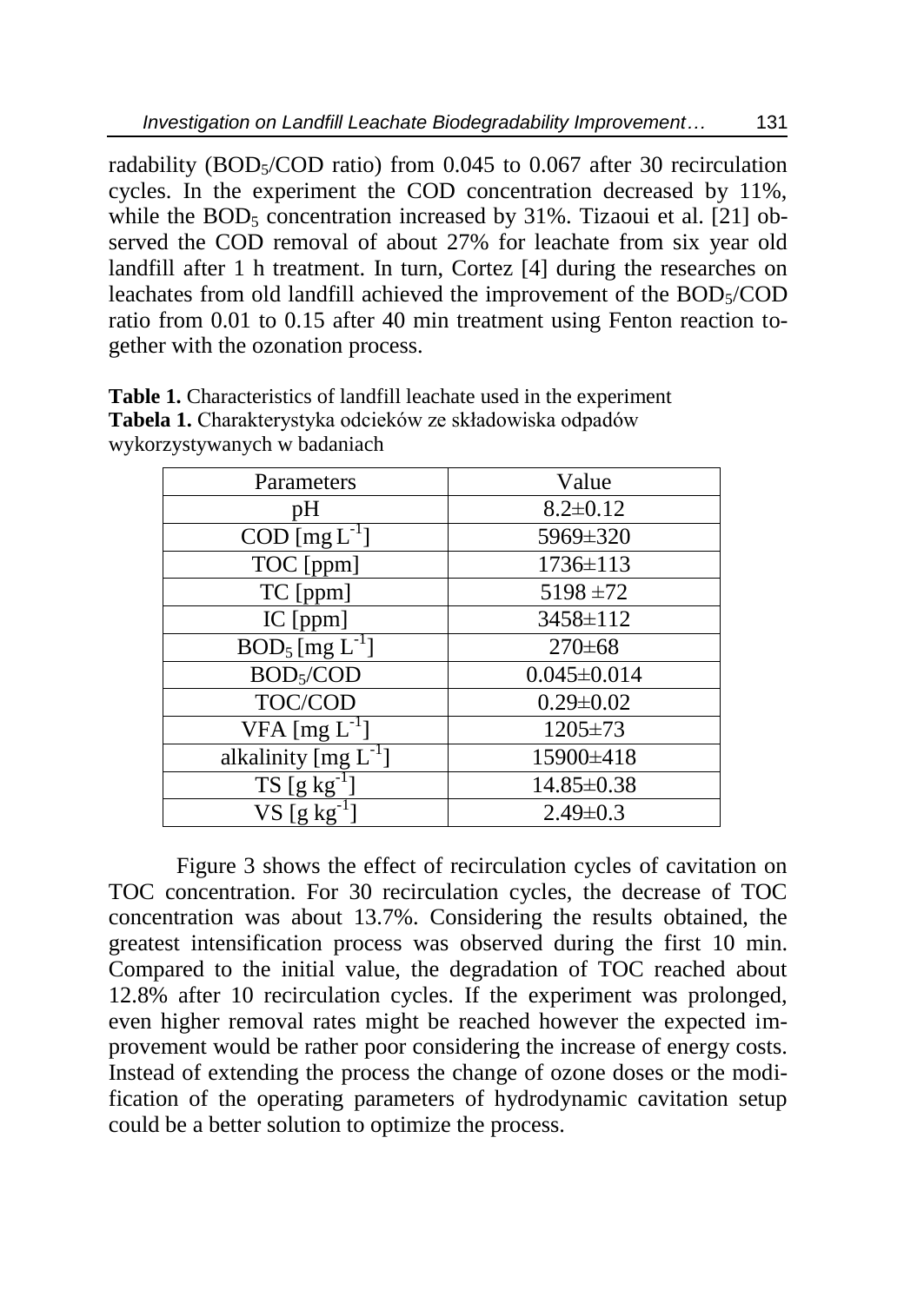radability ($BOD_5$/COD ratio) from 0.045 to 0.067 after 30 recirculation cycles. In the experiment the COD concentration decreased by 11%, while the $BOD_5$ concentration increased by 31%. Tizaoui et al. [21] observed the COD removal of about 27% for leachate from six year old landfill after 1 h treatment. In turn, Cortez [4] during the researches on leachates from old landfill achieved the improvement of the $BOD_5$/COD ratio from 0.01 to 0.15 after 40 min treatment using Fenton reaction together with the ozonation process.

**Table 1.** Characteristics of landfill leachate used in the experiment
**Tabela 1.** Charakterystyka odcieków ze składowiska odpadów wykorzystywanych w badaniach

| Parameters | Value |
|---|---|
| pH | 8.2±0.12 |
| COD [mg $L^{-1}$] | 5969±320 |
| TOC [ppm] | 1736±113 |
| TC [ppm] | 5198 ±72 |
| IC [ppm] | 3458±112 |
| $BOD_5$ [mg $L^{-1}$] | 270±68 |
| $BOD_5$/COD | 0.045±0.014 |
| TOC/COD | 0.29±0.02 |
| VFA [mg $L^{-1}$] | 1205±73 |
| alkalinity [mg $L^{-1}$] | 15900±418 |
| TS [g $kg^{-1}$] | 14.85±0.38 |
| VS [g $kg^{-1}$] | 2.49±0.3 |

Figure 3 shows the effect of recirculation cycles of cavitation on TOC concentration. For 30 recirculation cycles, the decrease of TOC concentration was about 13.7%. Considering the results obtained, the greatest intensification process was observed during the first 10 min. Compared to the initial value, the degradation of TOC reached about 12.8% after 10 recirculation cycles. If the experiment was prolonged, even higher removal rates might be reached however the expected improvement would be rather poor considering the increase of energy costs. Instead of extending the process the change of ozone doses or the modification of the operating parameters of hydrodynamic cavitation setup could be a better solution to optimize the process.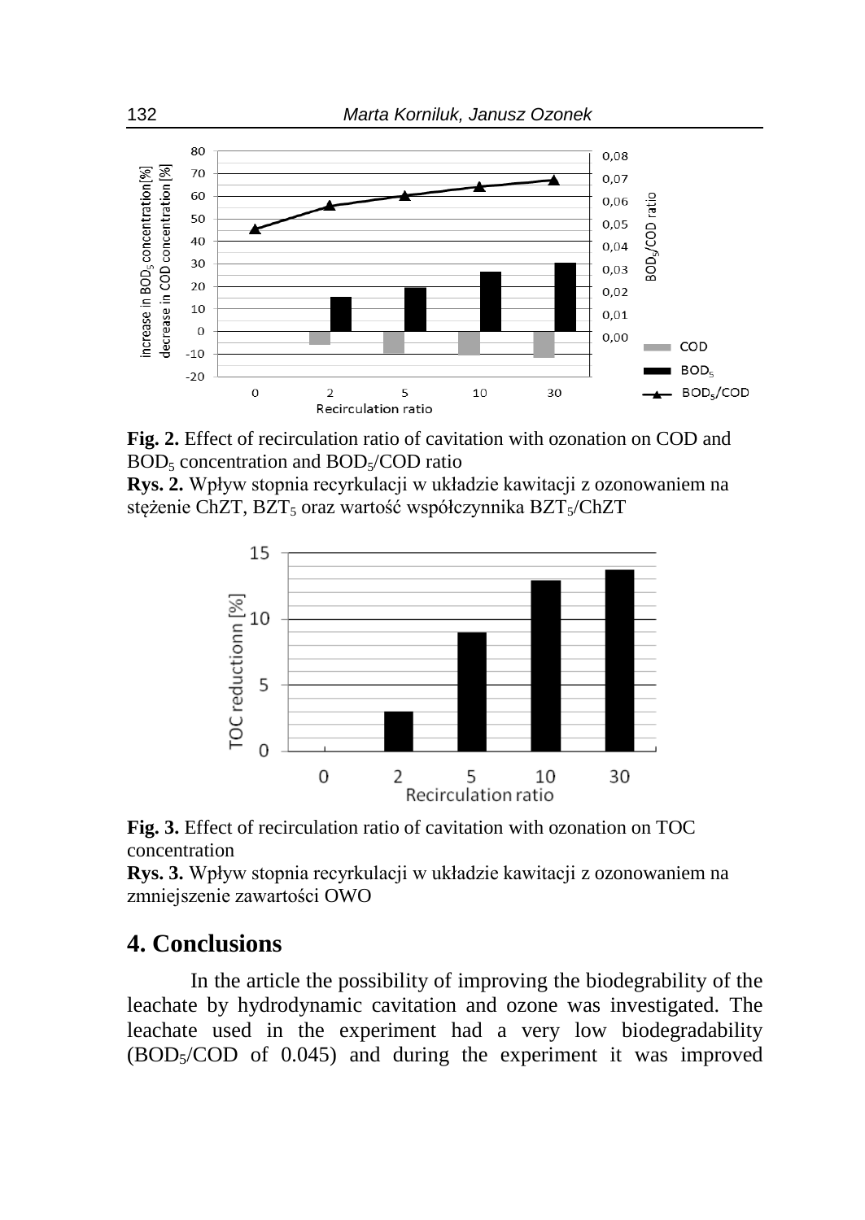**Fig. 2.** Effect of recirculation ratio of cavitation with ozonation on COD and $BOD_5$ concentration and $BOD_5$/COD ratio

**Rys. 2.** Wpływ stopnia recyrkulacji w układzie kawitacji z ozonowaniem na stężenie ChZT, $BZT_5$ oraz wartość współczynnika $BZT_5$/ChZT

**Fig. 3.** Effect of recirculation ratio of cavitation with ozonation on TOC concentration

**Rys. 3.** Wpływ stopnia recyrkulacji w układzie kawitacji z ozonowaniem na zmniejszenie zawartości OWO

## 4. Conclusions

In the article the possibility of improving the biodegrability of the leachate by hydrodynamic cavitation and ozone was investigated. The leachate used in the experiment had a very low biodegradability ($BOD_5$/COD of 0.045) and during the experiment it was improved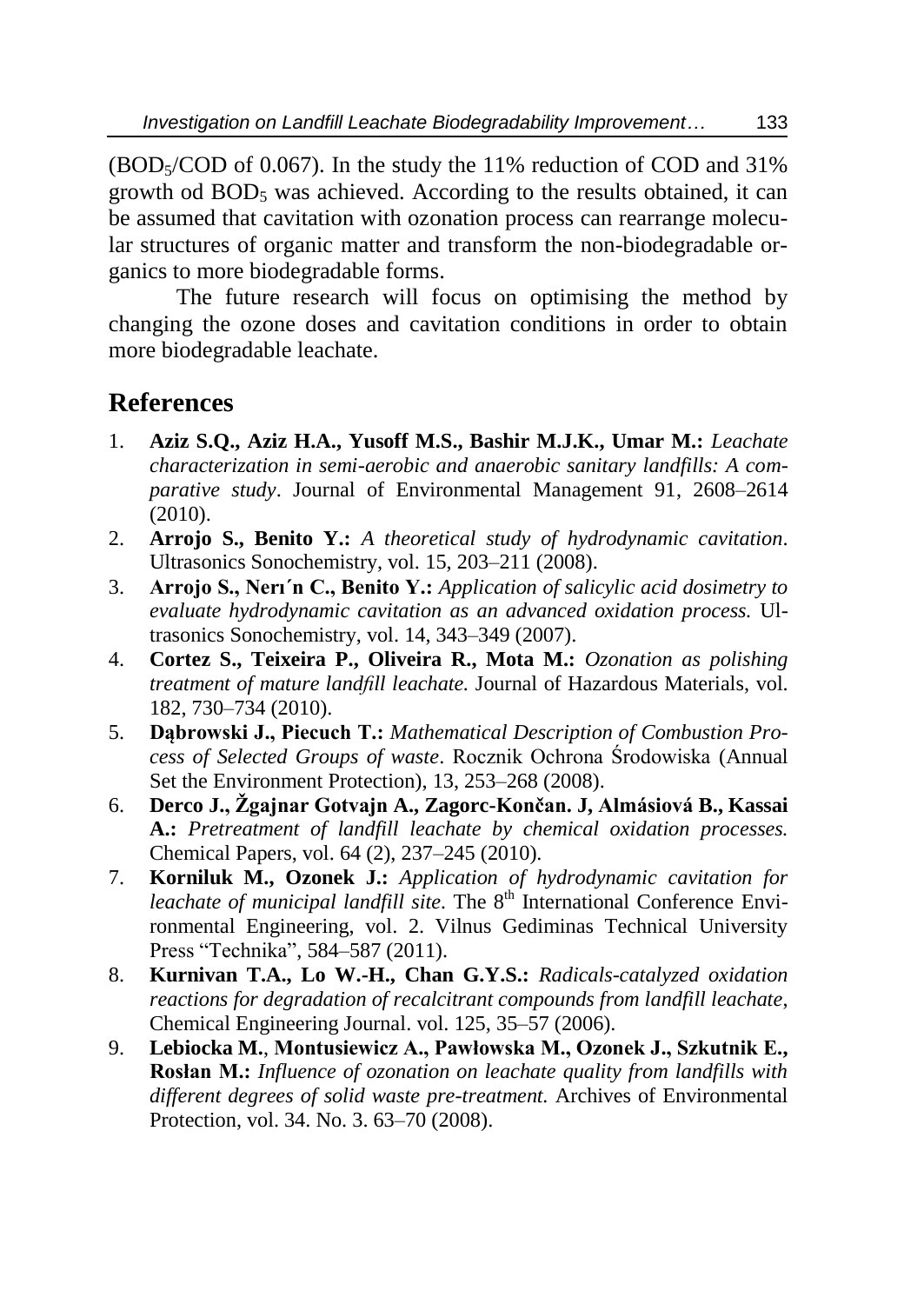($BOD_5$/COD of 0.067). In the study the 11% reduction of COD and 31% growth od $BOD_5$ was achieved. According to the results obtained, it can be assumed that cavitation with ozonation process can rearrange molecular structures of organic matter and transform the non-biodegradable organics to more biodegradable forms.

The future research will focus on optimising the method by changing the ozone doses and cavitation conditions in order to obtain more biodegradable leachate.

## References

1. **Aziz S.Q., Aziz H.A., Yusoff M.S., Bashir M.J.K., Umar M.:** *Leachate characterization in semi-aerobic and anaerobic sanitary landfills: A comparative study*. Journal of Environmental Management 91, 2608–2614 (2010).
2. **Arrojo S., Benito Y.:** *A theoretical study of hydrodynamic cavitation*. Ultrasonics Sonochemistry, vol. 15, 203–211 (2008).
3. **Arrojo S., Nerı´n C., Benito Y.:** *Application of salicylic acid dosimetry to evaluate hydrodynamic cavitation as an advanced oxidation process.* Ultrasonics Sonochemistry, vol. 14, 343–349 (2007).
4. **Cortez S., Teixeira P., Oliveira R., Mota M.:** *Ozonation as polishing treatment of mature landfill leachate.* Journal of Hazardous Materials, vol. 182, 730–734 (2010).
5. **Dąbrowski J., Piecuch T.:** *Mathematical Description of Combustion Process of Selected Groups of waste*. Rocznik Ochrona Środowiska (Annual Set the Environment Protection), 13, 253–268 (2008).
6. **Derco J., Žgajnar Gotvajn A., Zagorc-Končan. J, Almásiová B., Kassai A.:** *Pretreatment of landfill leachate by chemical oxidation processes.* Chemical Papers, vol. 64 (2), 237–245 (2010).
7. **Korniluk M., Ozonek J.:** *Application of hydrodynamic cavitation for leachate of municipal landfill site*. The 8th International Conference Environmental Engineering, vol. 2. Vilnus Gediminas Technical University Press "Technika", 584–587 (2011).
8. **Kurnivan T.A., Lo W.-H., Chan G.Y.S.:** *Radicals-catalyzed oxidation reactions for degradation of recalcitrant compounds from landfill leachate*, Chemical Engineering Journal. vol. 125, 35–57 (2006).
9. **Lebiocka M.**, **Montusiewicz A., Pawłowska M., Ozonek J., Szkutnik E., Rosłan M.:** *Influence of ozonation on leachate quality from landfills with different degrees of solid waste pre-treatment.* Archives of Environmental Protection, vol. 34. No. 3. 63–70 (2008).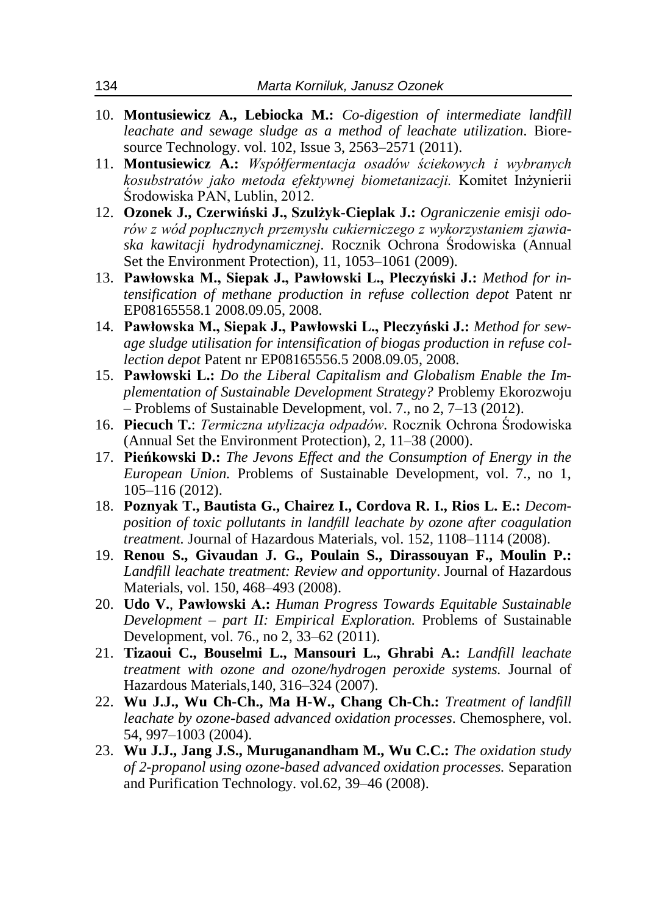10. **Montusiewicz A., Lebiocka M.:** *Co-digestion of intermediate landfill leachate and sewage sludge as a method of leachate utilization*. Bioresource Technology. vol. 102, Issue 3, 2563–2571 (2011).
11. **Montusiewicz A.:** *Współfermentacja osadów ściekowych i wybranych kosubstratów jako metoda efektywnej biometanizacji.* Komitet Inżynierii Środowiska PAN, Lublin, 2012.
12. **Ozonek J., Czerwiński J., Szulżyk-Cieplak J.:** *Ograniczenie emisji odorów z wód popłucznych przemysłu cukierniczego z wykorzystaniem zjawiaska kawitacji hydrodynamicznej*. Rocznik Ochrona Środowiska (Annual Set the Environment Protection), 11, 1053–1061 (2009).
13. **Pawłowska M., Siepak J., Pawłowski L., Pleczyński J.:** *Method for intensification of methane production in refuse collection depot* Patent nr EP08165558.1 2008.09.05, 2008.
14. **Pawłowska M., Siepak J., Pawłowski L., Pleczyński J.:** *Method for sewage sludge utilisation for intensification of biogas production in refuse collection depot* Patent nr EP08165556.5 2008.09.05, 2008.
15. **Pawłowski L.:** *Do the Liberal Capitalism and Globalism Enable the Implementation of Sustainable Development Strategy?* Problemy Ekorozwoju – Problems of Sustainable Development, vol. 7., no 2, 7–13 (2012).
16. **Piecuch T.**: *Termiczna utylizacja odpadów*. Rocznik Ochrona Środowiska (Annual Set the Environment Protection), 2, 11–38 (2000).
17. **Pieńkowski D.:** *The Jevons Effect and the Consumption of Energy in the European Union.* Problems of Sustainable Development, vol. 7., no 1, 105–116 (2012).
18. **Poznyak T., Bautista G., Chairez I., Cordova R. I., Rios L. E.:** *Decomposition of toxic pollutants in landfill leachate by ozone after coagulation treatment.* Journal of Hazardous Materials, vol. 152, 1108–1114 (2008).
19. **Renou S., Givaudan J. G., Poulain S., Dirassouyan F., Moulin P.:** *Landfill leachate treatment: Review and opportunity*. Journal of Hazardous Materials, vol. 150, 468–493 (2008).
20. **Udo V.**, **Pawłowski A.:** *Human Progress Towards Equitable Sustainable Development – part II: Empirical Exploration.* Problems of Sustainable Development, vol. 76., no 2, 33–62 (2011).
21. **Tizaoui C., Bouselmi L., Mansouri L., Ghrabi A.:** *Landfill leachate treatment with ozone and ozone/hydrogen peroxide systems.* Journal of Hazardous Materials,140, 316–324 (2007).
22. **Wu J.J., Wu Ch-Ch., Ma H-W., Chang Ch-Ch.:** *Treatment of landfill leachate by ozone-based advanced oxidation processes*. Chemosphere, vol. 54, 997–1003 (2004).
23. **Wu J.J., Jang J.S., Muruganandham M., Wu C.C.:** *The oxidation study of 2-propanol using ozone-based advanced oxidation processes.* Separation and Purification Technology. vol.62, 39–46 (2008).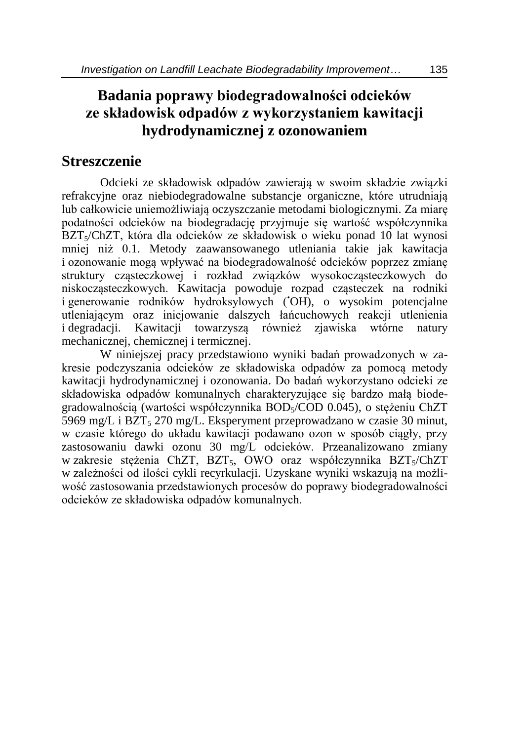# Badania poprawy biodegradowalności odcieków ze składowisk odpadów z wykorzystaniem kawitacji hydrodynamicznej z ozonowaniem

## Streszczenie

Odcieki ze składowisk odpadów zawierają w swoim składzie związki refrakcyjne oraz niebiodegradowalne substancje organiczne, które utrudniają lub całkowicie uniemożliwiają oczyszczanie metodami biologicznymi. Za miarę podatności odcieków na biodegradację przyjmuje się wartość współczynnika $BZT_5$/ChZT, która dla odcieków ze składowisk o wieku ponad 10 lat wynosi mniej niż 0.1. Metody zaawansowanego utleniania takie jak kawitacja i ozonowanie mogą wpływać na biodegradowalność odcieków poprzez zmianę struktury cząsteczkowej i rozkład związków wysokocząsteczkowych do niskocząsteczkowych. Kawitacja powoduje rozpad cząsteczek na rodniki i generowanie rodników hydroksylowych ($^{\bullet}OH$), o wysokim potencjalne utleniającym oraz inicjowanie dalszych łańcuchowych reakcji utlenienia i degradacji. Kawitacji towarzyszą również zjawiska wtórne natury mechanicznej, chemicznej i termicznej.

W niniejszej pracy przedstawiono wyniki badań prowadzonych w zakresie podczyszania odcieków ze składowiska odpadów za pomocą metody kawitacji hydrodynamicznej i ozonowania. Do badań wykorzystano odcieki ze składowiska odpadów komunalnych charakteryzujące się bardzo małą biodegradowalnością (wartości współczynnika $BOD_5$/COD 0.045), o stężeniu ChZT 5969 mg/L i $BZT_5$ 270 mg/L. Eksperyment przeprowadzano w czasie 30 minut, w czasie którego do układu kawitacji podawano ozon w sposób ciągły, przy zastosowaniu dawki ozonu 30 mg/L odcieków. Przeanalizowano zmiany w zakresie stężenia ChZT, $BZT_5$, OWO oraz współczynnika $BZT_5$/ChZT w zależności od ilości cykli recyrkulacji. Uzyskane wyniki wskazują na możliwość zastosowania przedstawionych procesów do poprawy biodegradowalności odcieków ze składowiska odpadów komunalnych.